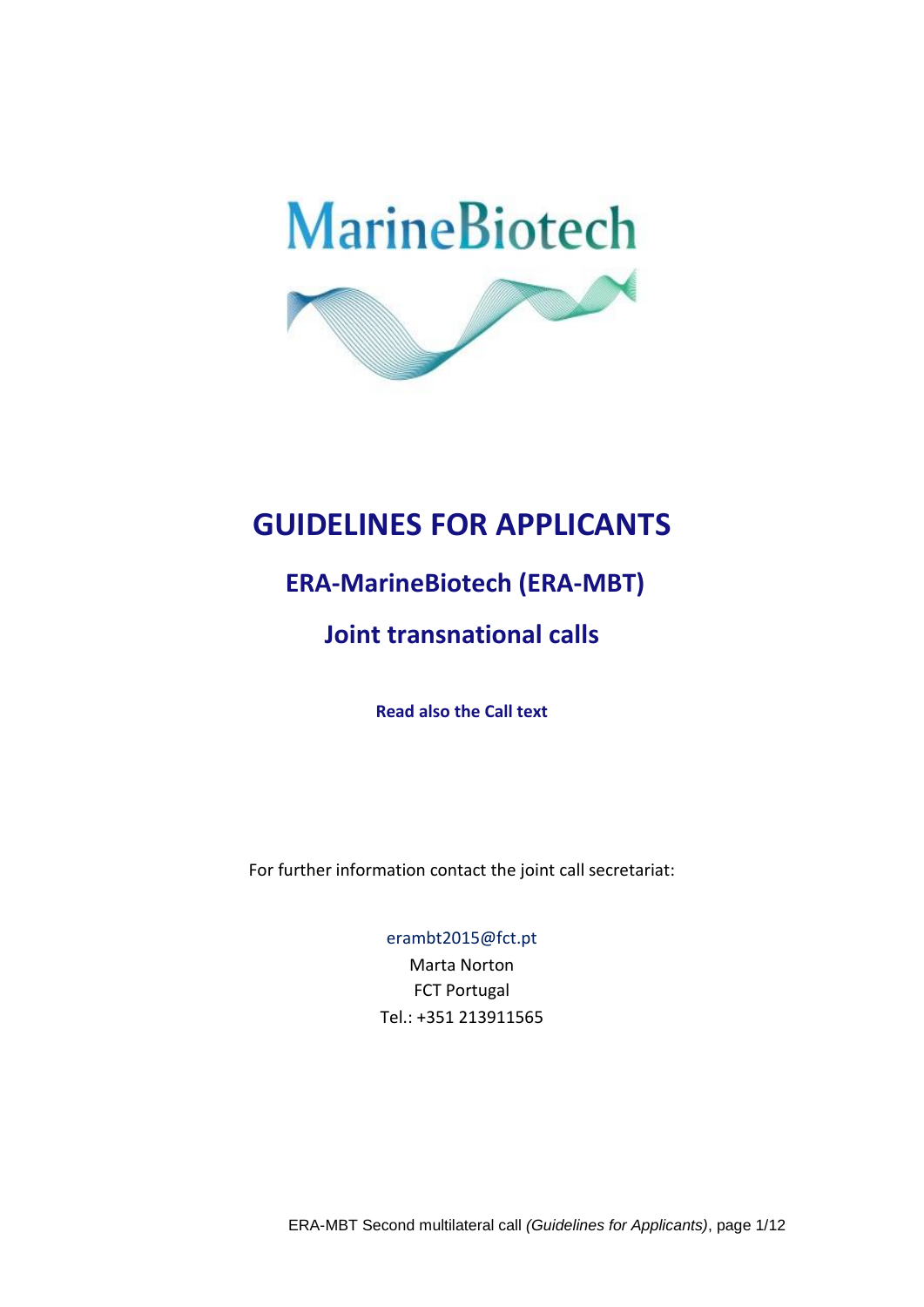MarineBiotech

# GUIDELINES FOR APPLICANTS

## ERA-MarineBiotech (ERA-MBT)

## Joint transnational calls

**Read also the Call text**

For further information contact the joint call secretariat:

erambt2015@fct.pt
Marta Norton
FCT Portugal
Tel.: +351 213911565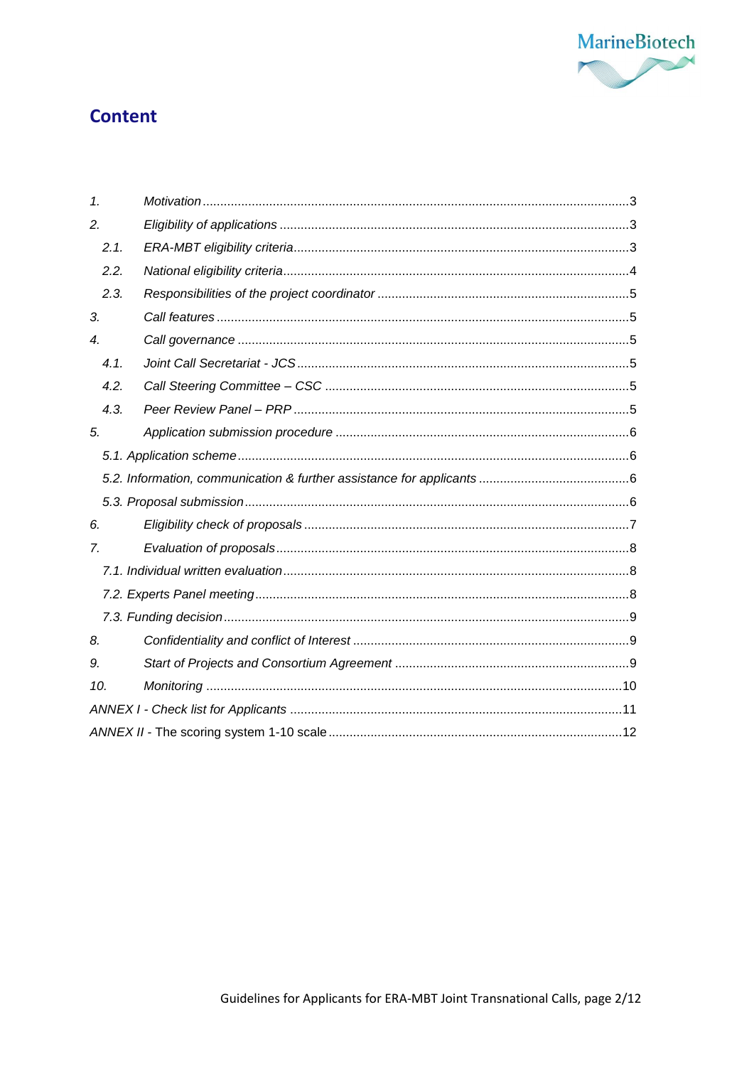# Content

| | | |
|---|---|---|
| *1.* | *Motivation* | 3 |
| *2.* | *Eligibility of applications* | 3 |
| *2.1.* | *ERA-MBT eligibility criteria* | 3 |
| *2.2.* | *National eligibility criteria* | 4 |
| *2.3.* | *Responsibilities of the project coordinator* | 5 |
| *3.* | *Call features* | 5 |
| *4.* | *Call governance* | 5 |
| *4.1.* | *Joint Call Secretariat - JCS* | 5 |
| *4.2.* | *Call Steering Committee – CSC* | 5 |
| *4.3.* | *Peer Review Panel – PRP* | 5 |
| *5.* | *Application submission procedure* | 6 |
| *5.1.* | *Application scheme* | 6 |
| *5.2.* | *Information, communication & further assistance for applicants* | 6 |
| *5.3.* | *Proposal submission* | 6 |
| *6.* | *Eligibility check of proposals* | 7 |
| *7.* | *Evaluation of proposals* | 8 |
| *7.1.* | *Individual written evaluation* | 8 |
| *7.2.* | *Experts Panel meeting* | 8 |
| *7.3.* | *Funding decision* | 9 |
| *8.* | *Confidentiality and conflict of Interest* | 9 |
| *9.* | *Start of Projects and Consortium Agreement* | 9 |
| *10.* | *Monitoring* | 10 |
| | *ANNEX I - Check list for Applicants* | 11 |
| | *ANNEX II* - The scoring system 1-10 scale | 12 |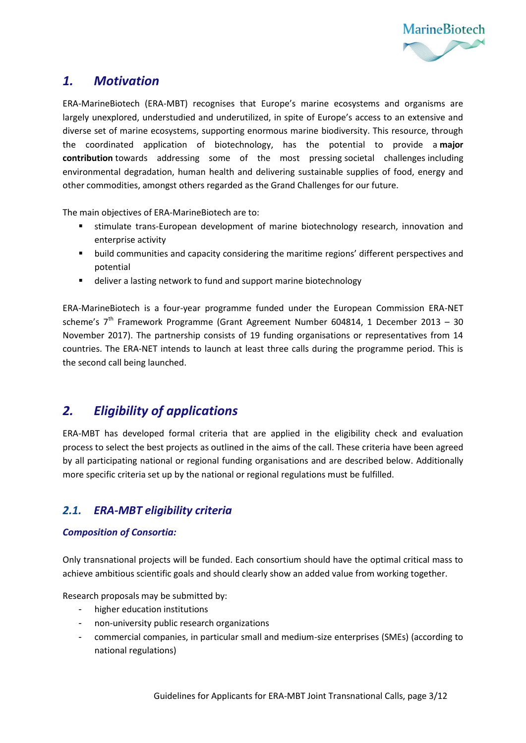## 1. *Motivation*

ERA-MarineBiotech (ERA-MBT) recognises that Europe's marine ecosystems and organisms are largely unexplored, understudied and underutilized, in spite of Europe's access to an extensive and diverse set of marine ecosystems, supporting enormous marine biodiversity. This resource, through the coordinated application of biotechnology, has the potential to provide a **major contribution** towards addressing some of the most pressing societal challenges including environmental degradation, human health and delivering sustainable supplies of food, energy and other commodities, amongst others regarded as the Grand Challenges for our future.

The main objectives of ERA-MarineBiotech are to:

- stimulate trans-European development of marine biotechnology research, innovation and enterprise activity
- build communities and capacity considering the maritime regions' different perspectives and potential
- deliver a lasting network to fund and support marine biotechnology

ERA-MarineBiotech is a four-year programme funded under the European Commission ERA-NET scheme's 7th Framework Programme (Grant Agreement Number 604814, 1 December 2013 – 30 November 2017). The partnership consists of 19 funding organisations or representatives from 14 countries. The ERA-NET intends to launch at least three calls during the programme period. This is the second call being launched.

## 2. *Eligibility of applications*

ERA-MBT has developed formal criteria that are applied in the eligibility check and evaluation process to select the best projects as outlined in the aims of the call. These criteria have been agreed by all participating national or regional funding organisations and are described below. Additionally more specific criteria set up by the national or regional regulations must be fulfilled.

### 2.1. *ERA-MBT eligibility criteria*

#### *Composition of Consortia:*

Only transnational projects will be funded. Each consortium should have the optimal critical mass to achieve ambitious scientific goals and should clearly show an added value from working together.

Research proposals may be submitted by:

- higher education institutions
- non-university public research organizations
- commercial companies, in particular small and medium-size enterprises (SMEs) (according to national regulations)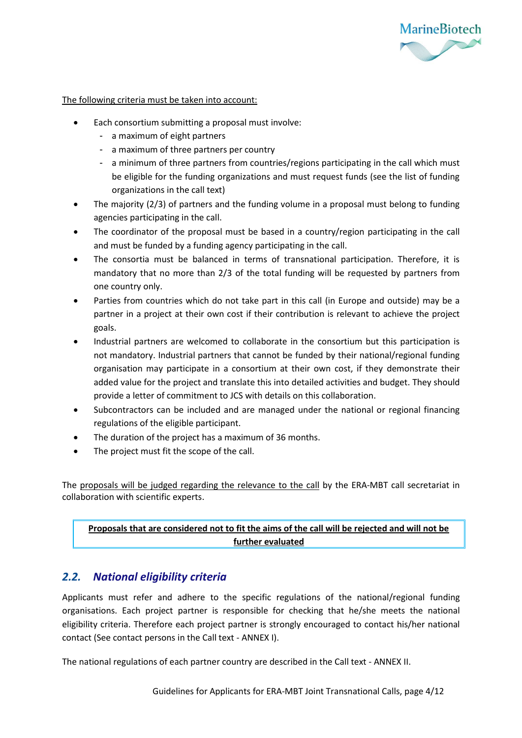The following criteria must be taken into account:

- Each consortium submitting a proposal must involve:
  - a maximum of eight partners
  - a maximum of three partners per country
  - a minimum of three partners from countries/regions participating in the call which must be eligible for the funding organizations and must request funds (see the list of funding organizations in the call text)
- The majority (2/3) of partners and the funding volume in a proposal must belong to funding agencies participating in the call.
- The coordinator of the proposal must be based in a country/region participating in the call and must be funded by a funding agency participating in the call.
- The consortia must be balanced in terms of transnational participation. Therefore, it is mandatory that no more than 2/3 of the total funding will be requested by partners from one country only.
- Parties from countries which do not take part in this call (in Europe and outside) may be a partner in a project at their own cost if their contribution is relevant to achieve the project goals.
- Industrial partners are welcomed to collaborate in the consortium but this participation is not mandatory. Industrial partners that cannot be funded by their national/regional funding organisation may participate in a consortium at their own cost, if they demonstrate their added value for the project and translate this into detailed activities and budget. They should provide a letter of commitment to JCS with details on this collaboration.
- Subcontractors can be included and are managed under the national or regional financing regulations of the eligible participant.
- The duration of the project has a maximum of 36 months.
- The project must fit the scope of the call.

The proposals will be judged regarding the relevance to the call by the ERA-MBT call secretariat in collaboration with scientific experts.

**Proposals that are considered not to fit the aims of the call will be rejected and will not be further evaluated**

## *2.2. National eligibility criteria*

Applicants must refer and adhere to the specific regulations of the national/regional funding organisations. Each project partner is responsible for checking that he/she meets the national eligibility criteria. Therefore each project partner is strongly encouraged to contact his/her national contact (See contact persons in the Call text - ANNEX I).

The national regulations of each partner country are described in the Call text - ANNEX II.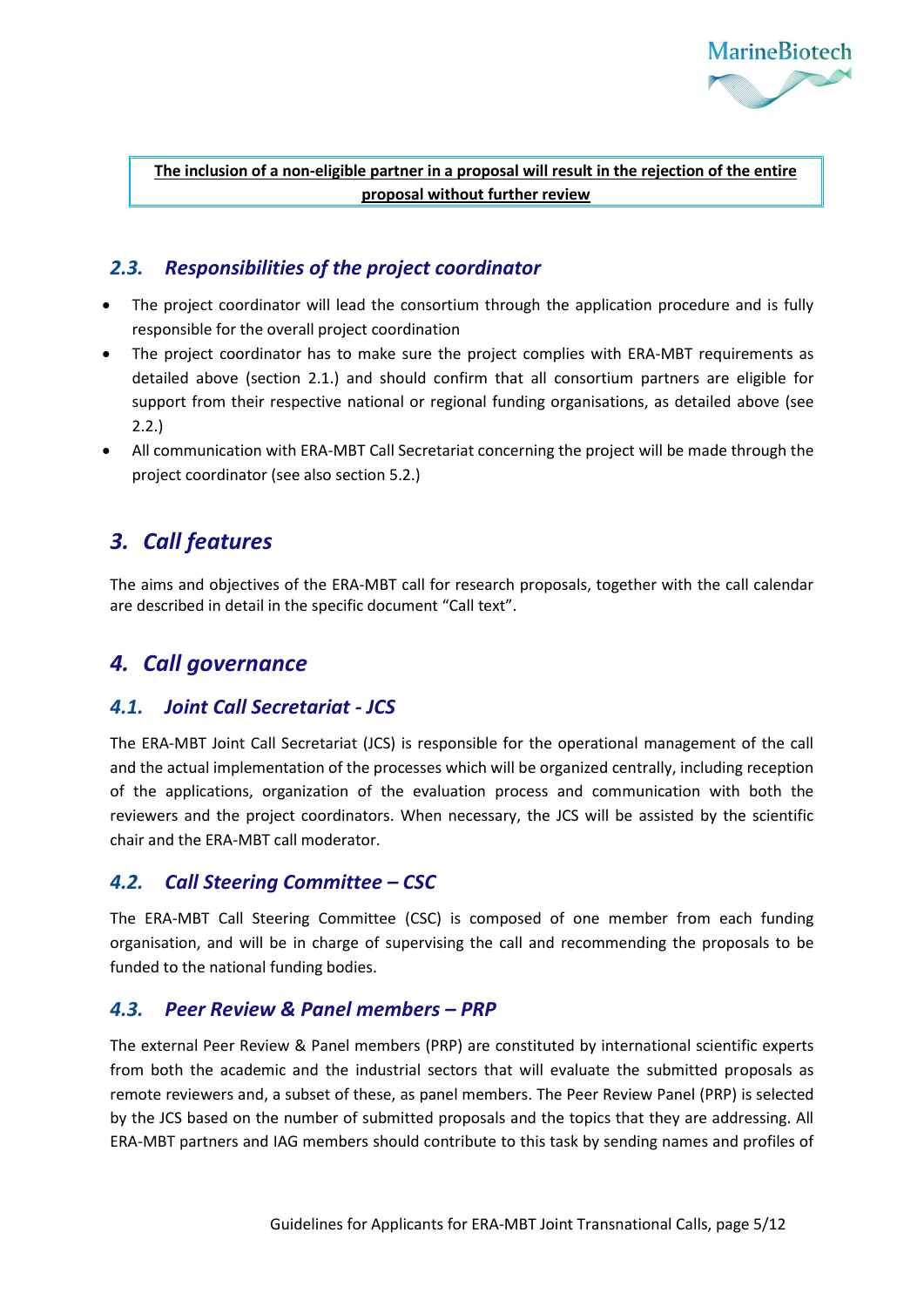**The inclusion of a non-eligible partner in a proposal will result in the rejection of the entire proposal without further review**

## 2.3. Responsibilities of the project coordinator

- The project coordinator will lead the consortium through the application procedure and is fully responsible for the overall project coordination
- The project coordinator has to make sure the project complies with ERA-MBT requirements as detailed above (section 2.1.) and should confirm that all consortium partners are eligible for support from their respective national or regional funding organisations, as detailed above (see 2.2.)
- All communication with ERA-MBT Call Secretariat concerning the project will be made through the project coordinator (see also section 5.2.)

# 3. Call features

The aims and objectives of the ERA-MBT call for research proposals, together with the call calendar are described in detail in the specific document "Call text".

# 4. Call governance

## 4.1. Joint Call Secretariat - JCS

The ERA-MBT Joint Call Secretariat (JCS) is responsible for the operational management of the call and the actual implementation of the processes which will be organized centrally, including reception of the applications, organization of the evaluation process and communication with both the reviewers and the project coordinators. When necessary, the JCS will be assisted by the scientific chair and the ERA-MBT call moderator.

## 4.2. Call Steering Committee – CSC

The ERA-MBT Call Steering Committee (CSC) is composed of one member from each funding organisation, and will be in charge of supervising the call and recommending the proposals to be funded to the national funding bodies.

## 4.3. Peer Review & Panel members – PRP

The external Peer Review & Panel members (PRP) are constituted by international scientific experts from both the academic and the industrial sectors that will evaluate the submitted proposals as remote reviewers and, a subset of these, as panel members. The Peer Review Panel (PRP) is selected by the JCS based on the number of submitted proposals and the topics that they are addressing. All ERA-MBT partners and IAG members should contribute to this task by sending names and profiles of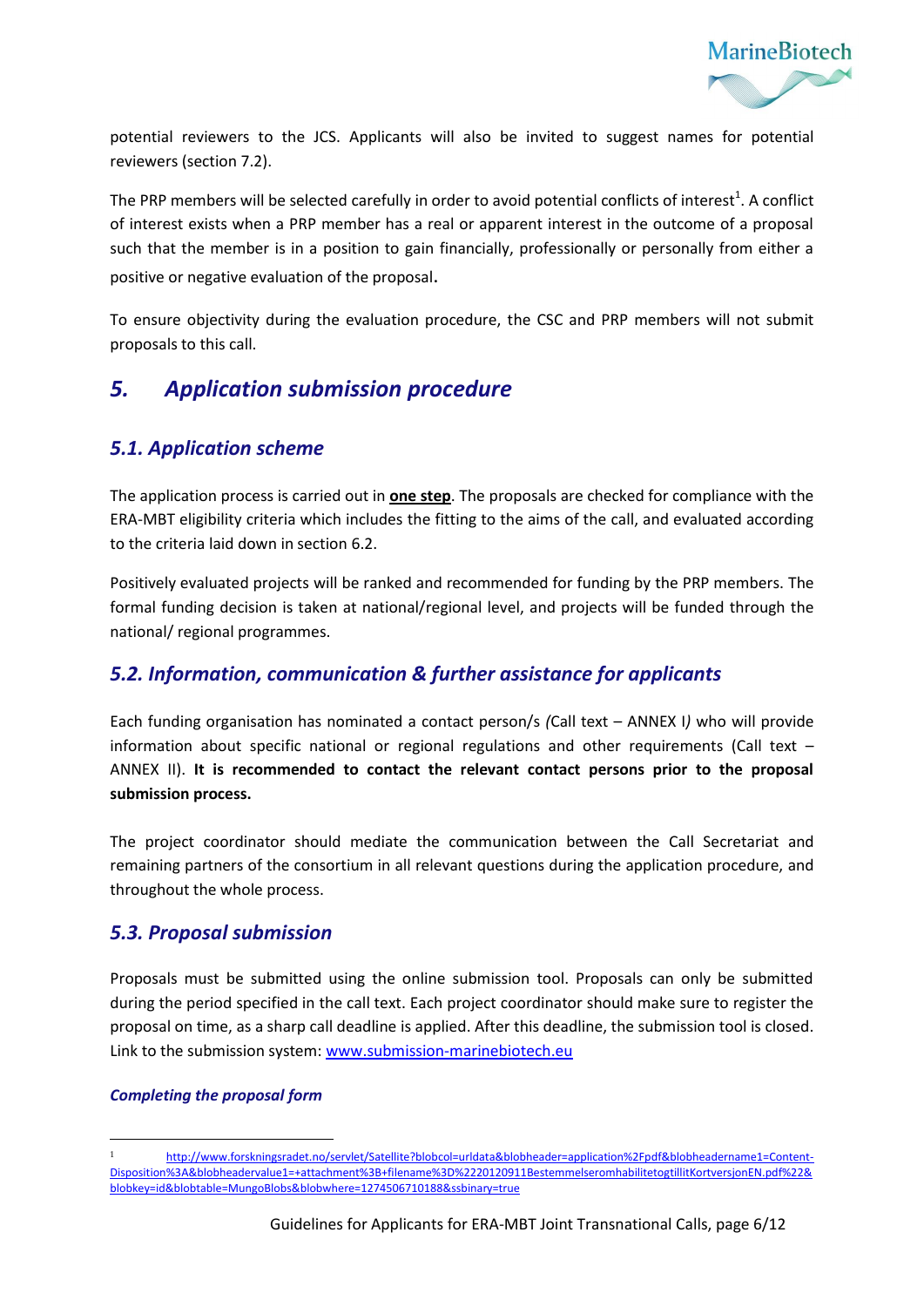potential reviewers to the JCS. Applicants will also be invited to suggest names for potential reviewers (section 7.2).

The PRP members will be selected carefully in order to avoid potential conflicts of interest[1]. A conflict of interest exists when a PRP member has a real or apparent interest in the outcome of a proposal such that the member is in a position to gain financially, professionally or personally from either a positive or negative evaluation of the proposal.

To ensure objectivity during the evaluation procedure, the CSC and PRP members will not submit proposals to this call.

# *5. Application submission procedure*

## *5.1. Application scheme*

The application process is carried out in **one step**. The proposals are checked for compliance with the ERA-MBT eligibility criteria which includes the fitting to the aims of the call, and evaluated according to the criteria laid down in section 6.2.

Positively evaluated projects will be ranked and recommended for funding by the PRP members. The formal funding decision is taken at national/regional level, and projects will be funded through the national/ regional programmes.

## *5.2. Information, communication & further assistance for applicants*

Each funding organisation has nominated a contact person/s *(*Call text – ANNEX I*)* who will provide information about specific national or regional regulations and other requirements (Call text – ANNEX II). **It is recommended to contact the relevant contact persons prior to the proposal submission process.**

The project coordinator should mediate the communication between the Call Secretariat and remaining partners of the consortium in all relevant questions during the application procedure, and throughout the whole process.

## *5.3. Proposal submission*

Proposals must be submitted using the online submission tool. Proposals can only be submitted during the period specified in the call text. Each project coordinator should make sure to register the proposal on time, as a sharp call deadline is applied. After this deadline, the submission tool is closed. Link to the submission system: www.submission-marinebiotech.eu

***Completing the proposal form***

---

[1] http://www.forskningsradet.no/servlet/Satellite?blobcol=urldata&blobheader=application%2Fpdf&blobheadername1=Content-Disposition%3A&blobheadervalue1=+attachment%3B+filename%3D%2220120911BestemmelseromhabilitetogtillitKortversjonEN.pdf%22&blobkey=id&blobtable=MungoBlobs&blobwhere=1274506710188&ssbinary=true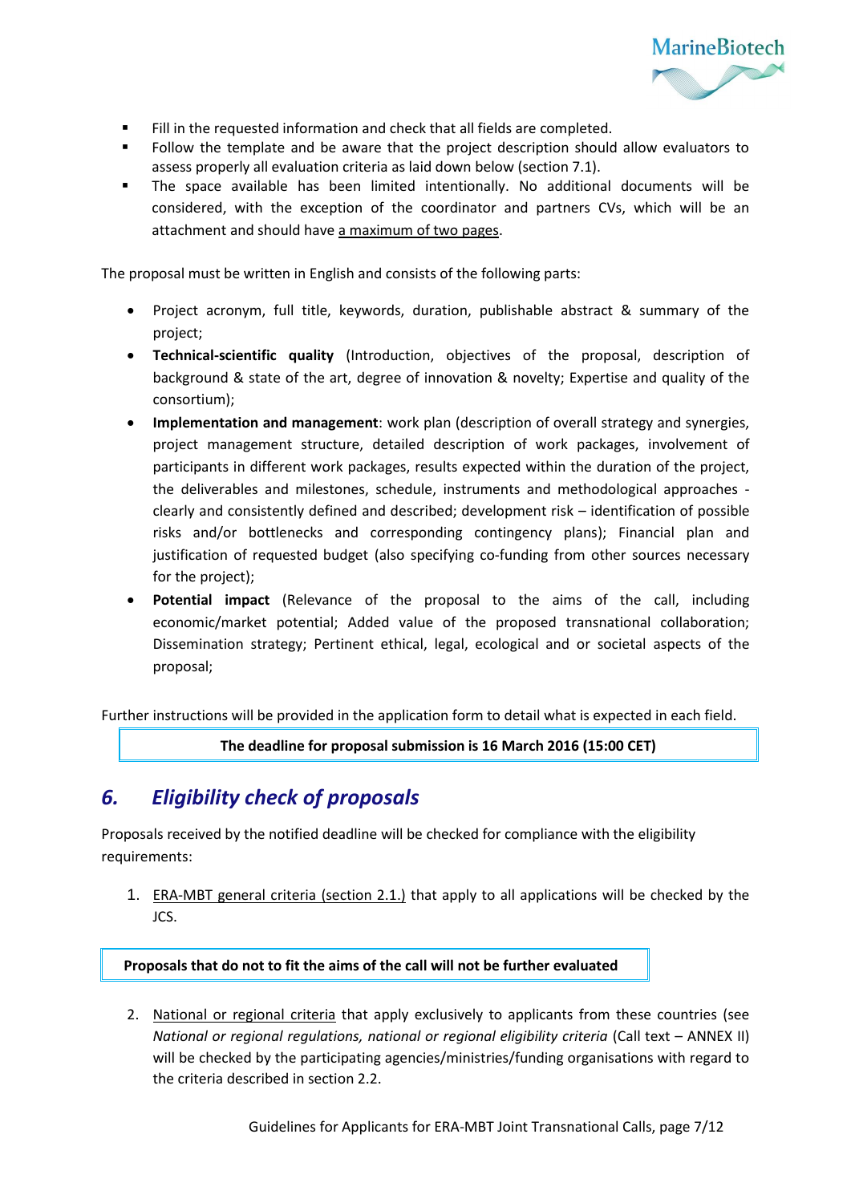- Fill in the requested information and check that all fields are completed.
- Follow the template and be aware that the project description should allow evaluators to assess properly all evaluation criteria as laid down below (section 7.1).
- The space available has been limited intentionally. No additional documents will be considered, with the exception of the coordinator and partners CVs, which will be an attachment and should have a maximum of two pages.

The proposal must be written in English and consists of the following parts:

- Project acronym, full title, keywords, duration, publishable abstract & summary of the project;
- **Technical-scientific quality** (Introduction, objectives of the proposal, description of background & state of the art, degree of innovation & novelty; Expertise and quality of the consortium);
- **Implementation and management**: work plan (description of overall strategy and synergies, project management structure, detailed description of work packages, involvement of participants in different work packages, results expected within the duration of the project, the deliverables and milestones, schedule, instruments and methodological approaches - clearly and consistently defined and described; development risk – identification of possible risks and/or bottlenecks and corresponding contingency plans); Financial plan and justification of requested budget (also specifying co-funding from other sources necessary for the project);
- **Potential impact** (Relevance of the proposal to the aims of the call, including economic/market potential; Added value of the proposed transnational collaboration; Dissemination strategy; Pertinent ethical, legal, ecological and or societal aspects of the proposal;

Further instructions will be provided in the application form to detail what is expected in each field.

**The deadline for proposal submission is 16 March 2016 (15:00 CET)**

## 6. *Eligibility check of proposals*

Proposals received by the notified deadline will be checked for compliance with the eligibility requirements:

1. ERA-MBT general criteria (section 2.1.) that apply to all applications will be checked by the JCS.

**Proposals that do not to fit the aims of the call will not be further evaluated**

2. National or regional criteria that apply exclusively to applicants from these countries (see *National or regional regulations, national or regional eligibility criteria* (Call text – ANNEX II) will be checked by the participating agencies/ministries/funding organisations with regard to the criteria described in section 2.2.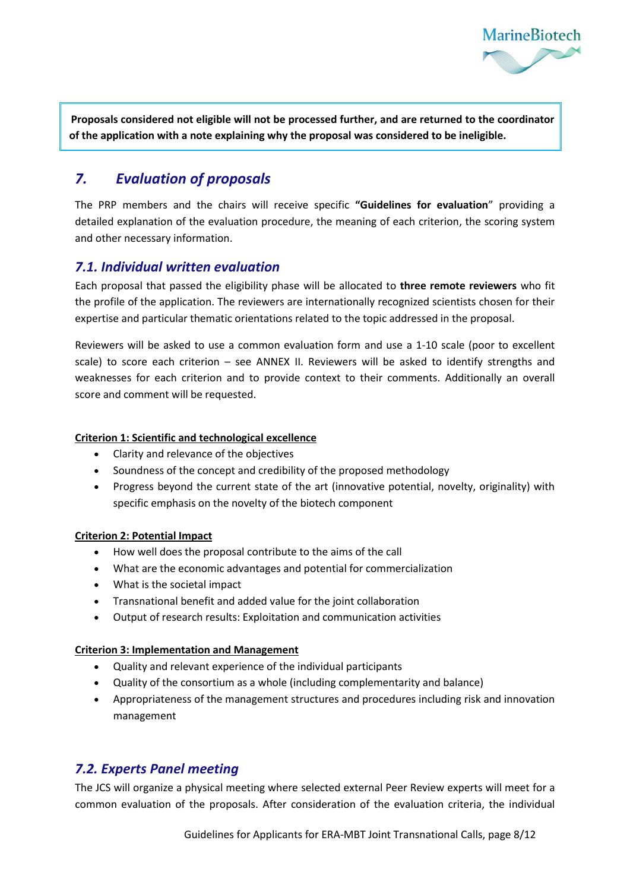**Proposals considered not eligible will not be processed further, and are returned to the coordinator of the application with a note explaining why the proposal was considered to be ineligible.**

## *7. Evaluation of proposals*

The PRP members and the chairs will receive specific **"Guidelines for evaluation**" providing a detailed explanation of the evaluation procedure, the meaning of each criterion, the scoring system and other necessary information.

### *7.1. Individual written evaluation*

Each proposal that passed the eligibility phase will be allocated to **three remote reviewers** who fit the profile of the application. The reviewers are internationally recognized scientists chosen for their expertise and particular thematic orientations related to the topic addressed in the proposal.

Reviewers will be asked to use a common evaluation form and use a 1-10 scale (poor to excellent scale) to score each criterion – see ANNEX II. Reviewers will be asked to identify strengths and weaknesses for each criterion and to provide context to their comments. Additionally an overall score and comment will be requested.

**Criterion 1: Scientific and technological excellence**

- Clarity and relevance of the objectives
- Soundness of the concept and credibility of the proposed methodology
- Progress beyond the current state of the art (innovative potential, novelty, originality) with specific emphasis on the novelty of the biotech component

**Criterion 2: Potential Impact**

- How well does the proposal contribute to the aims of the call
- What are the economic advantages and potential for commercialization
- What is the societal impact
- Transnational benefit and added value for the joint collaboration
- Output of research results: Exploitation and communication activities

**Criterion 3: Implementation and Management**

- Quality and relevant experience of the individual participants
- Quality of the consortium as a whole (including complementarity and balance)
- Appropriateness of the management structures and procedures including risk and innovation management

### *7.2. Experts Panel meeting*

The JCS will organize a physical meeting where selected external Peer Review experts will meet for a common evaluation of the proposals. After consideration of the evaluation criteria, the individual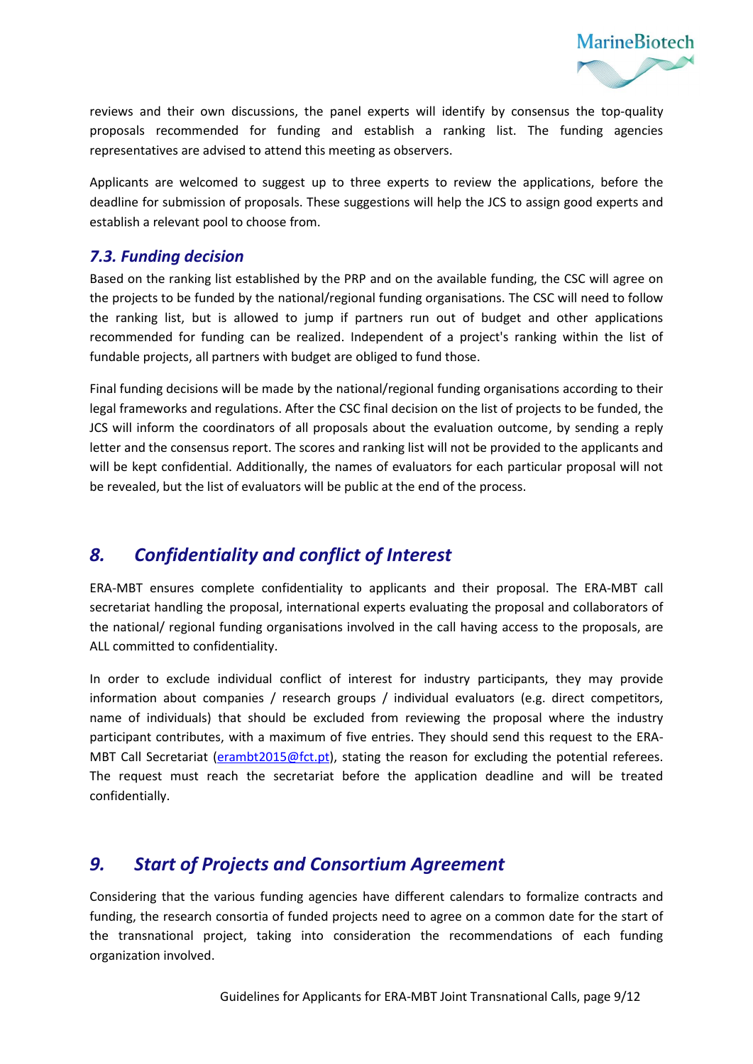reviews and their own discussions, the panel experts will identify by consensus the top-quality proposals recommended for funding and establish a ranking list. The funding agencies representatives are advised to attend this meeting as observers.

Applicants are welcomed to suggest up to three experts to review the applications, before the deadline for submission of proposals. These suggestions will help the JCS to assign good experts and establish a relevant pool to choose from.

### *7.3. Funding decision*

Based on the ranking list established by the PRP and on the available funding, the CSC will agree on the projects to be funded by the national/regional funding organisations. The CSC will need to follow the ranking list, but is allowed to jump if partners run out of budget and other applications recommended for funding can be realized. Independent of a project's ranking within the list of fundable projects, all partners with budget are obliged to fund those.

Final funding decisions will be made by the national/regional funding organisations according to their legal frameworks and regulations. After the CSC final decision on the list of projects to be funded, the JCS will inform the coordinators of all proposals about the evaluation outcome, by sending a reply letter and the consensus report. The scores and ranking list will not be provided to the applicants and will be kept confidential. Additionally, the names of evaluators for each particular proposal will not be revealed, but the list of evaluators will be public at the end of the process.

## *8. Confidentiality and conflict of Interest*

ERA-MBT ensures complete confidentiality to applicants and their proposal. The ERA-MBT call secretariat handling the proposal, international experts evaluating the proposal and collaborators of the national/ regional funding organisations involved in the call having access to the proposals, are ALL committed to confidentiality.

In order to exclude individual conflict of interest for industry participants, they may provide information about companies / research groups / individual evaluators (e.g. direct competitors, name of individuals) that should be excluded from reviewing the proposal where the industry participant contributes, with a maximum of five entries. They should send this request to the ERA-MBT Call Secretariat (erambt2015@fct.pt), stating the reason for excluding the potential referees. The request must reach the secretariat before the application deadline and will be treated confidentially.

## *9. Start of Projects and Consortium Agreement*

Considering that the various funding agencies have different calendars to formalize contracts and funding, the research consortia of funded projects need to agree on a common date for the start of the transnational project, taking into consideration the recommendations of each funding organization involved.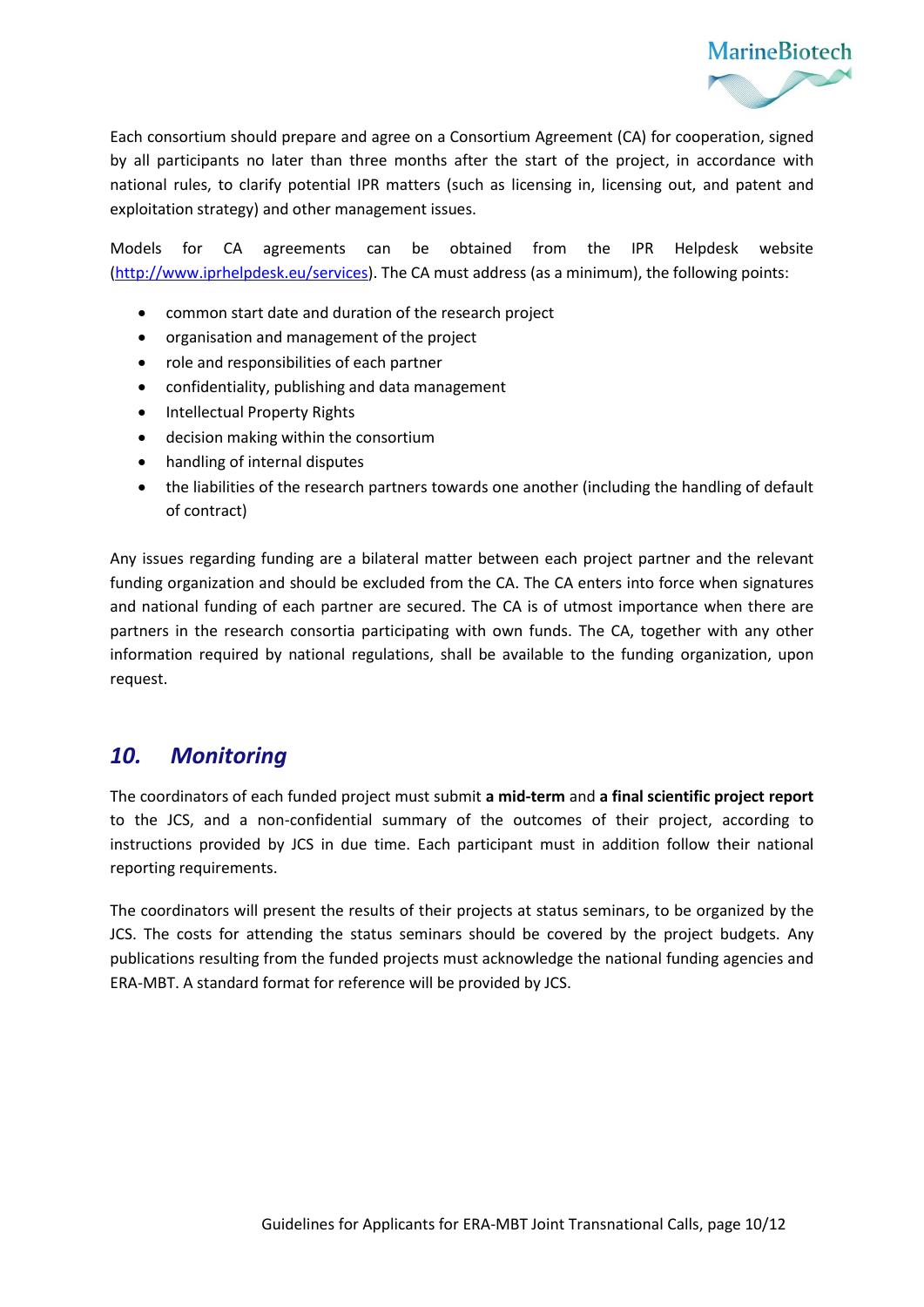Each consortium should prepare and agree on a Consortium Agreement (CA) for cooperation, signed by all participants no later than three months after the start of the project, in accordance with national rules, to clarify potential IPR matters (such as licensing in, licensing out, and patent and exploitation strategy) and other management issues.

Models for CA agreements can be obtained from the IPR Helpdesk website (http://www.iprhelpdesk.eu/services). The CA must address (as a minimum), the following points:

- common start date and duration of the research project
- organisation and management of the project
- role and responsibilities of each partner
- confidentiality, publishing and data management
- Intellectual Property Rights
- decision making within the consortium
- handling of internal disputes
- the liabilities of the research partners towards one another (including the handling of default of contract)

Any issues regarding funding are a bilateral matter between each project partner and the relevant funding organization and should be excluded from the CA. The CA enters into force when signatures and national funding of each partner are secured. The CA is of utmost importance when there are partners in the research consortia participating with own funds. The CA, together with any other information required by national regulations, shall be available to the funding organization, upon request.

## *10. Monitoring*

The coordinators of each funded project must submit **a mid-term** and **a final scientific project report** to the JCS, and a non-confidential summary of the outcomes of their project, according to instructions provided by JCS in due time. Each participant must in addition follow their national reporting requirements.

The coordinators will present the results of their projects at status seminars, to be organized by the JCS. The costs for attending the status seminars should be covered by the project budgets. Any publications resulting from the funded projects must acknowledge the national funding agencies and ERA-MBT. A standard format for reference will be provided by JCS.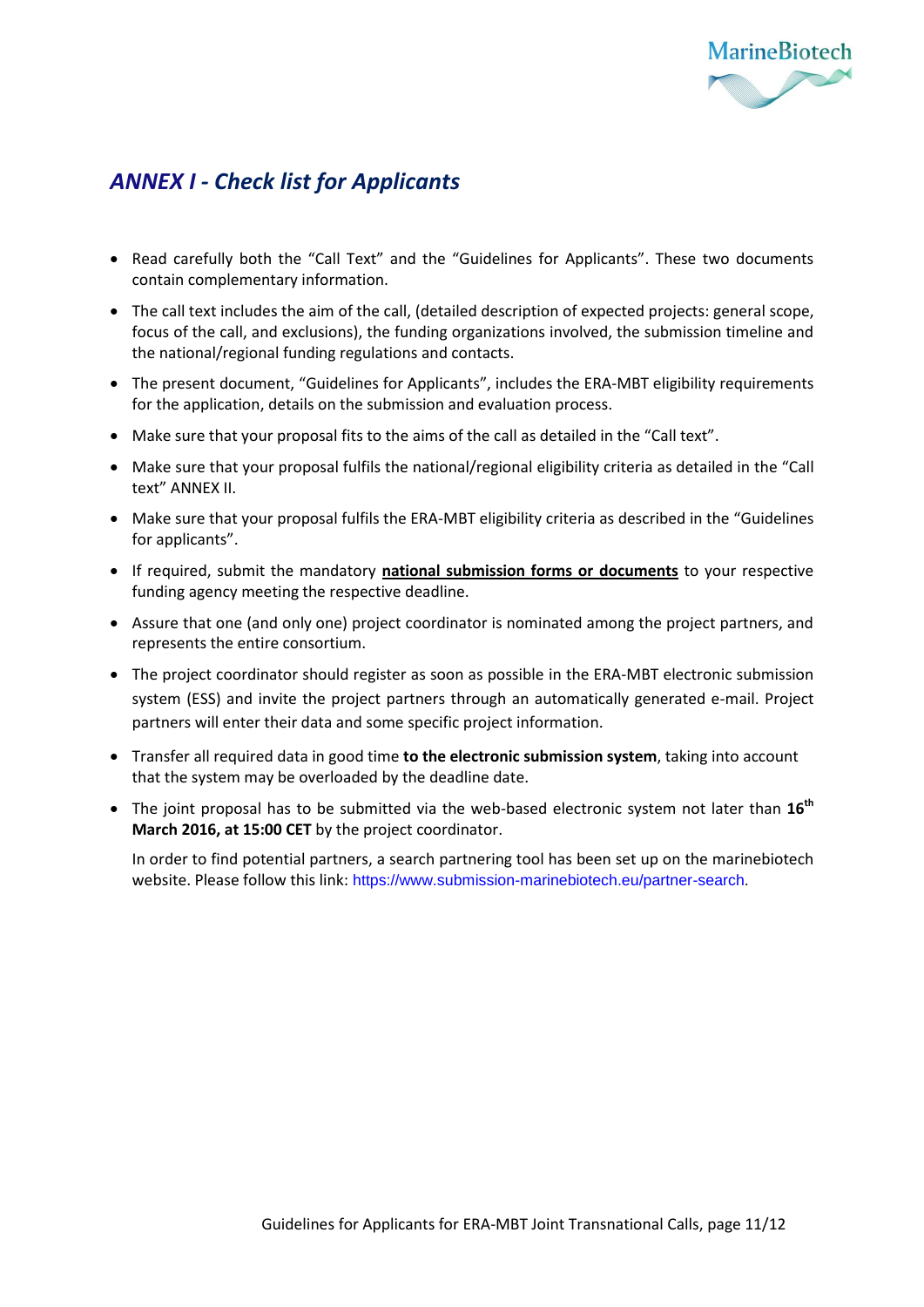## *ANNEX I - Check list for Applicants*

- Read carefully both the "Call Text" and the "Guidelines for Applicants". These two documents contain complementary information.
- The call text includes the aim of the call, (detailed description of expected projects: general scope, focus of the call, and exclusions), the funding organizations involved, the submission timeline and the national/regional funding regulations and contacts.
- The present document, "Guidelines for Applicants", includes the ERA-MBT eligibility requirements for the application, details on the submission and evaluation process.
- Make sure that your proposal fits to the aims of the call as detailed in the "Call text".
- Make sure that your proposal fulfils the national/regional eligibility criteria as detailed in the "Call text" ANNEX II.
- Make sure that your proposal fulfils the ERA-MBT eligibility criteria as described in the "Guidelines for applicants".
- If required, submit the mandatory **national submission forms or documents** to your respective funding agency meeting the respective deadline.
- Assure that one (and only one) project coordinator is nominated among the project partners, and represents the entire consortium.
- The project coordinator should register as soon as possible in the ERA-MBT electronic submission system (ESS) and invite the project partners through an automatically generated e-mail. Project partners will enter their data and some specific project information.
- Transfer all required data in good time **to the electronic submission system**, taking into account that the system may be overloaded by the deadline date.
- The joint proposal has to be submitted via the web-based electronic system not later than **16th March 2016, at 15:00 CET** by the project coordinator.

  In order to find potential partners, a search partnering tool has been set up on the marinebiotech website. Please follow this link: https://www.submission-marinebiotech.eu/partner-search.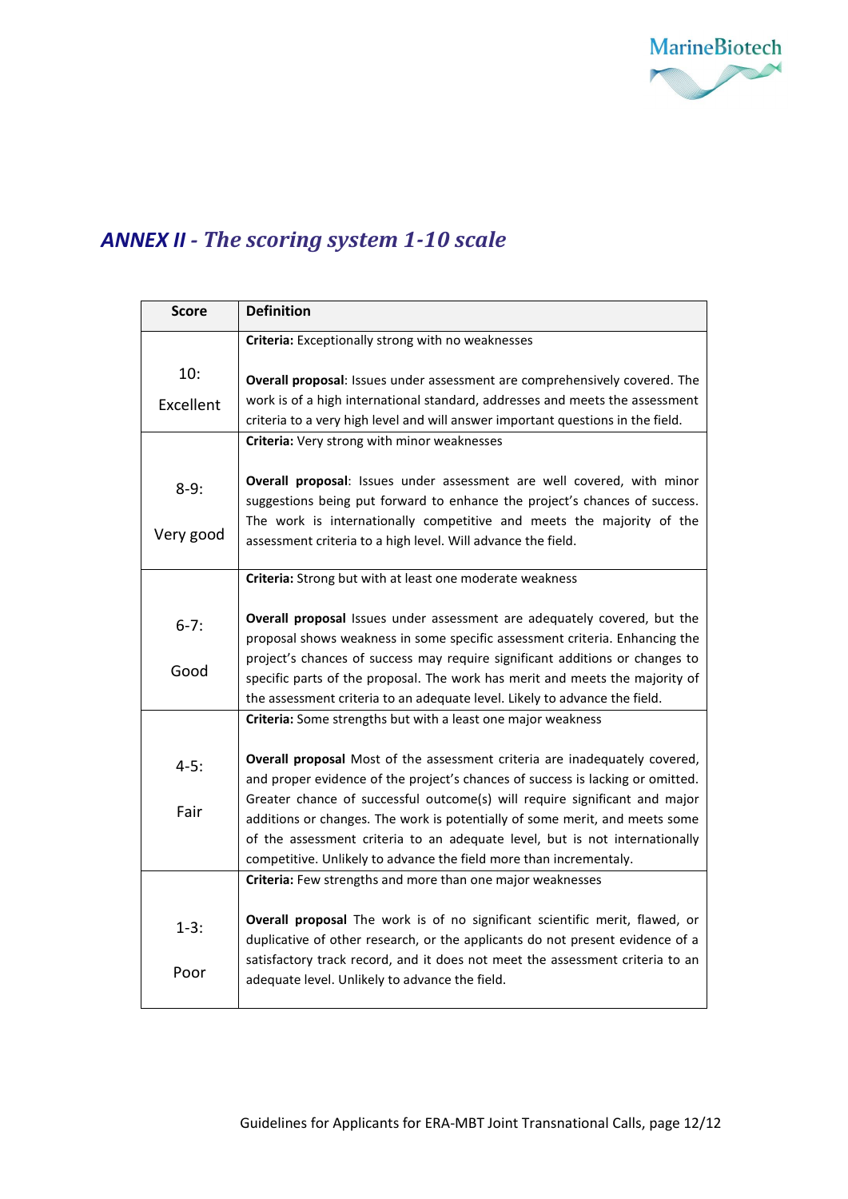## *ANNEX II - The scoring system 1-10 scale*

| Score | Definition |
|---|---|
| 10: Excellent | **Criteria:** Exceptionally strong with no weaknesses<br><br>**Overall proposal**: Issues under assessment are comprehensively covered. The work is of a high international standard, addresses and meets the assessment criteria to a very high level and will answer important questions in the field. |
| 8-9: Very good | **Criteria:** Very strong with minor weaknesses<br><br>**Overall proposal**: Issues under assessment are well covered, with minor suggestions being put forward to enhance the project's chances of success. The work is internationally competitive and meets the majority of the assessment criteria to a high level. Will advance the field. |
| 6-7: Good | **Criteria:** Strong but with at least one moderate weakness<br><br>**Overall proposal** Issues under assessment are adequately covered, but the proposal shows weakness in some specific assessment criteria. Enhancing the project's chances of success may require significant additions or changes to specific parts of the proposal. The work has merit and meets the majority of the assessment criteria to an adequate level. Likely to advance the field. |
| 4-5: Fair | **Criteria:** Some strengths but with a least one major weakness<br><br>**Overall proposal** Most of the assessment criteria are inadequately covered, and proper evidence of the project's chances of success is lacking or omitted. Greater chance of successful outcome(s) will require significant and major additions or changes. The work is potentially of some merit, and meets some of the assessment criteria to an adequate level, but is not internationally competitive. Unlikely to advance the field more than incrementaly. |
| 1-3: Poor | **Criteria:** Few strengths and more than one major weaknesses<br><br>**Overall proposal** The work is of no significant scientific merit, flawed, or duplicative of other research, or the applicants do not present evidence of a satisfactory track record, and it does not meet the assessment criteria to an adequate level. Unlikely to advance the field. |